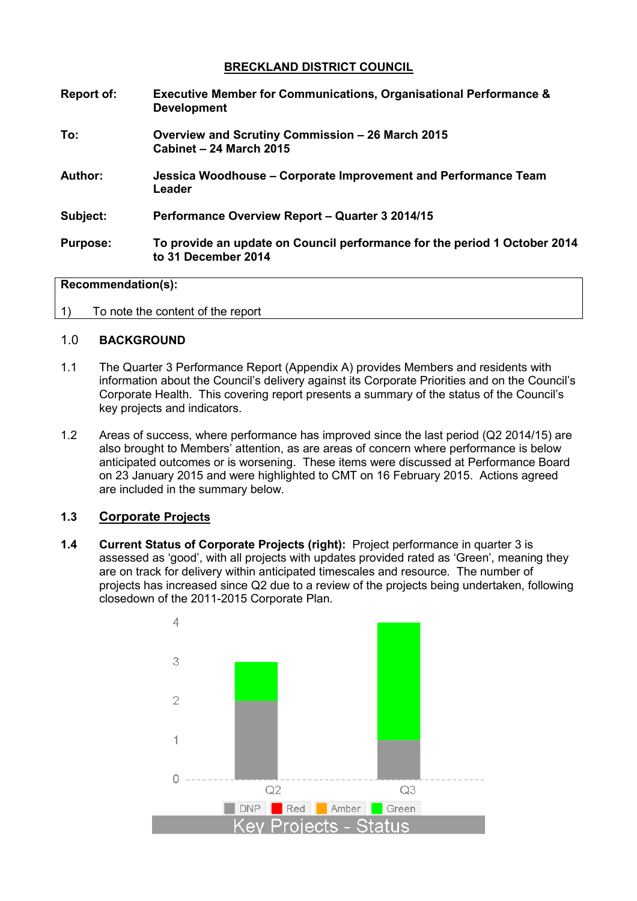## BRECKLAND DISTRICT COUNCIL

| | |
|---|---|
| **Report of:** | **Executive Member for Communications, Organisational Performance & Development** |
| **To:** | **Overview and Scrutiny Commission – 26 March 2015**<br>**Cabinet – 24 March 2015** |
| **Author:** | **Jessica Woodhouse – Corporate Improvement and Performance Team Leader** |
| **Subject:** | **Performance Overview Report – Quarter 3 2014/15** |
| **Purpose:** | **To provide an update on Council performance for the period 1 October 2014 to 31 December 2014** |

**Recommendation(s):**

1) To note the content of the report

### 1.0 BACKGROUND

1.1 The Quarter 3 Performance Report (Appendix A) provides Members and residents with information about the Council's delivery against its Corporate Priorities and on the Council's Corporate Health. This covering report presents a summary of the status of the Council's key projects and indicators.

1.2 Areas of success, where performance has improved since the last period (Q2 2014/15) are also brought to Members' attention, as are areas of concern where performance is below anticipated outcomes or is worsening. These items were discussed at Performance Board on 23 January 2015 and were highlighted to CMT on 16 February 2015. Actions agreed are included in the summary below.

### 1.3 Corporate Projects

**1.4 Current Status of Corporate Projects (right):** Project performance in quarter 3 is assessed as 'good', with all projects with updates provided rated as 'Green', meaning they are on track for delivery within anticipated timescales and resource. The number of projects has increased since Q2 due to a review of the projects being undertaken, following closedown of the 2011-2015 Corporate Plan.

**Key Projects - Status**

| Quarter | DNP | Red | Amber | Green |
|---|---|---|---|---|
| Q2 | 2 | 0 | 0 | 1 |
| Q3 | 1 | 0 | 0 | 3 |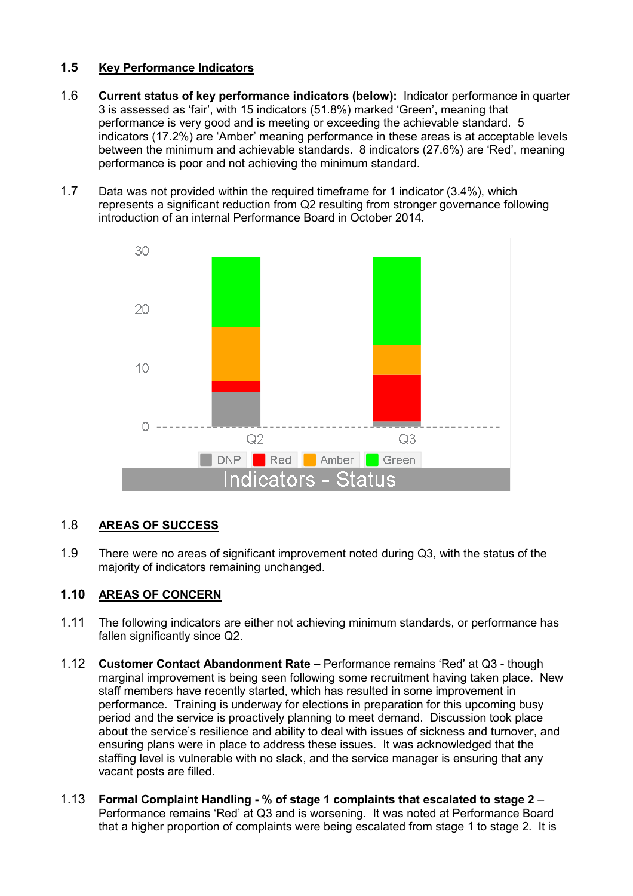## 1.5 Key Performance Indicators

1.6 **Current status of key performance indicators (below):** Indicator performance in quarter 3 is assessed as ‘fair’, with 15 indicators (51.8%) marked ‘Green’, meaning that performance is very good and is meeting or exceeding the achievable standard. 5 indicators (17.2%) are ‘Amber’ meaning performance in these areas is at acceptable levels between the minimum and achievable standards. 8 indicators (27.6%) are ‘Red’, meaning performance is poor and not achieving the minimum standard.

1.7 Data was not provided within the required timeframe for 1 indicator (3.4%), which represents a significant reduction from Q2 resulting from stronger governance following introduction of an internal Performance Board in October 2014.

## 1.8 AREAS OF SUCCESS

1.9 There were no areas of significant improvement noted during Q3, with the status of the majority of indicators remaining unchanged.

## 1.10 AREAS OF CONCERN

1.11 The following indicators are either not achieving minimum standards, or performance has fallen significantly since Q2.

1.12 **Customer Contact Abandonment Rate –** Performance remains ‘Red’ at Q3 - though marginal improvement is being seen following some recruitment having taken place. New staff members have recently started, which has resulted in some improvement in performance. Training is underway for elections in preparation for this upcoming busy period and the service is proactively planning to meet demand. Discussion took place about the service’s resilience and ability to deal with issues of sickness and turnover, and ensuring plans were in place to address these issues. It was acknowledged that the staffing level is vulnerable with no slack, and the service manager is ensuring that any vacant posts are filled.

1.13 **Formal Complaint Handling - % of stage 1 complaints that escalated to stage 2** – Performance remains ‘Red’ at Q3 and is worsening. It was noted at Performance Board that a higher proportion of complaints were being escalated from stage 1 to stage 2. It is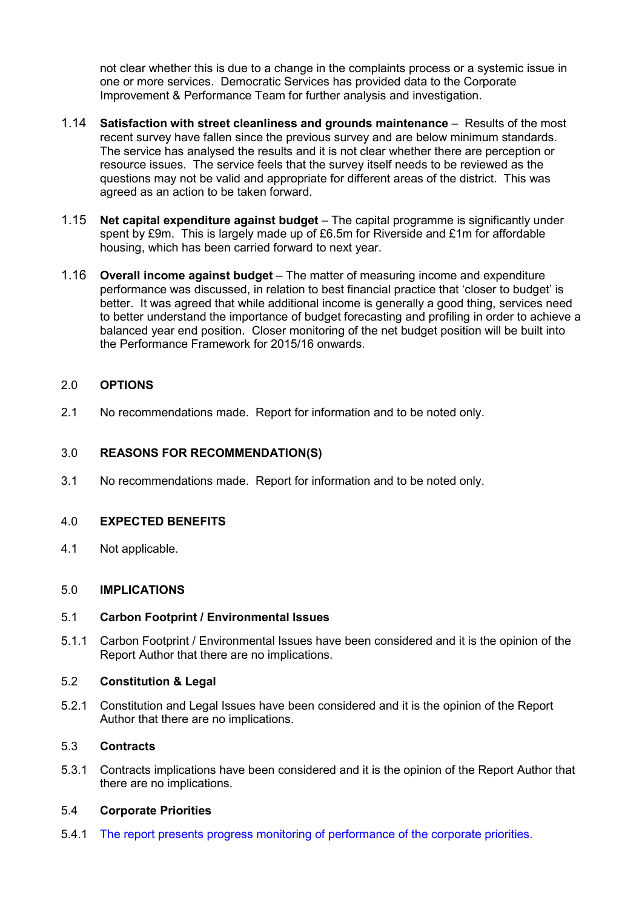not clear whether this is due to a change in the complaints process or a systemic issue in one or more services. Democratic Services has provided data to the Corporate Improvement & Performance Team for further analysis and investigation.

1.14 **Satisfaction with street cleanliness and grounds maintenance** – Results of the most recent survey have fallen since the previous survey and are below minimum standards. The service has analysed the results and it is not clear whether there are perception or resource issues. The service feels that the survey itself needs to be reviewed as the questions may not be valid and appropriate for different areas of the district. This was agreed as an action to be taken forward.

1.15 **Net capital expenditure against budget** – The capital programme is significantly under spent by £9m. This is largely made up of £6.5m for Riverside and £1m for affordable housing, which has been carried forward to next year.

1.16 **Overall income against budget** – The matter of measuring income and expenditure performance was discussed, in relation to best financial practice that 'closer to budget' is better. It was agreed that while additional income is generally a good thing, services need to better understand the importance of budget forecasting and profiling in order to achieve a balanced year end position. Closer monitoring of the net budget position will be built into the Performance Framework for 2015/16 onwards.

## 2.0 OPTIONS

2.1 No recommendations made. Report for information and to be noted only.

## 3.0 REASONS FOR RECOMMENDATION(S)

3.1 No recommendations made. Report for information and to be noted only.

## 4.0 EXPECTED BENEFITS

4.1 Not applicable.

## 5.0 IMPLICATIONS

### 5.1 Carbon Footprint / Environmental Issues

5.1.1 Carbon Footprint / Environmental Issues have been considered and it is the opinion of the Report Author that there are no implications.

### 5.2 Constitution & Legal

5.2.1 Constitution and Legal Issues have been considered and it is the opinion of the Report Author that there are no implications.

### 5.3 Contracts

5.3.1 Contracts implications have been considered and it is the opinion of the Report Author that there are no implications.

### 5.4 Corporate Priorities

5.4.1 The report presents progress monitoring of performance of the corporate priorities.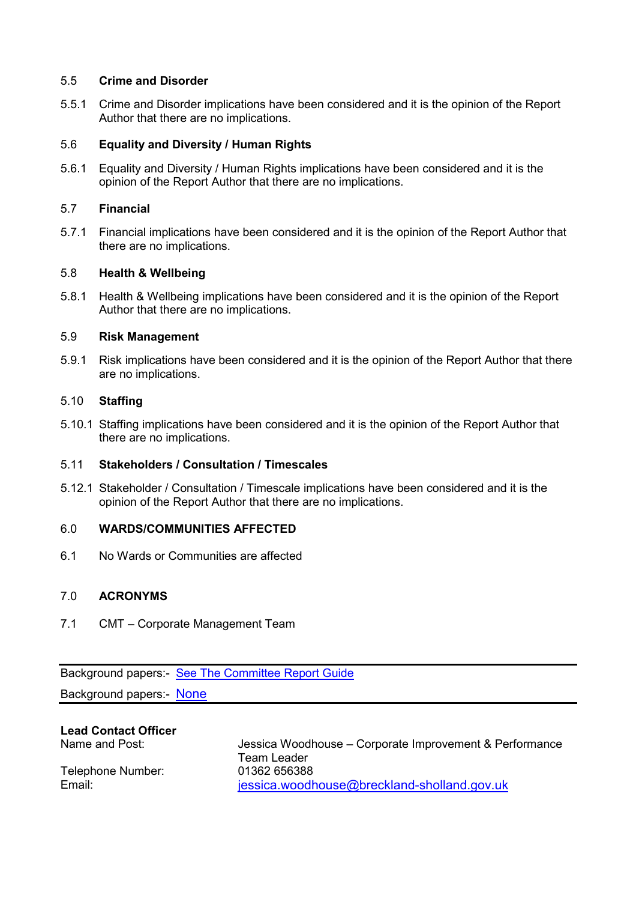### 5.5 Crime and Disorder

5.5.1 Crime and Disorder implications have been considered and it is the opinion of the Report Author that there are no implications.

### 5.6 Equality and Diversity / Human Rights

5.6.1 Equality and Diversity / Human Rights implications have been considered and it is the opinion of the Report Author that there are no implications.

### 5.7 Financial

5.7.1 Financial implications have been considered and it is the opinion of the Report Author that there are no implications.

### 5.8 Health & Wellbeing

5.8.1 Health & Wellbeing implications have been considered and it is the opinion of the Report Author that there are no implications.

### 5.9 Risk Management

5.9.1 Risk implications have been considered and it is the opinion of the Report Author that there are no implications.

### 5.10 Staffing

5.10.1 Staffing implications have been considered and it is the opinion of the Report Author that there are no implications.

### 5.11 Stakeholders / Consultation / Timescales

5.12.1 Stakeholder / Consultation / Timescale implications have been considered and it is the opinion of the Report Author that there are no implications.

## 6.0 WARDS/COMMUNITIES AFFECTED

6.1 No Wards or Communities are affected

## 7.0 ACRONYMS

7.1 CMT – Corporate Management Team

---

Background papers:- See The Committee Report Guide

Background papers:- None

---

**Lead Contact Officer**

Name and Post: Jessica Woodhouse – Corporate Improvement & Performance Team Leader

Telephone Number: 01362 656388

Email: jessica.woodhouse@breckland-sholland.gov.uk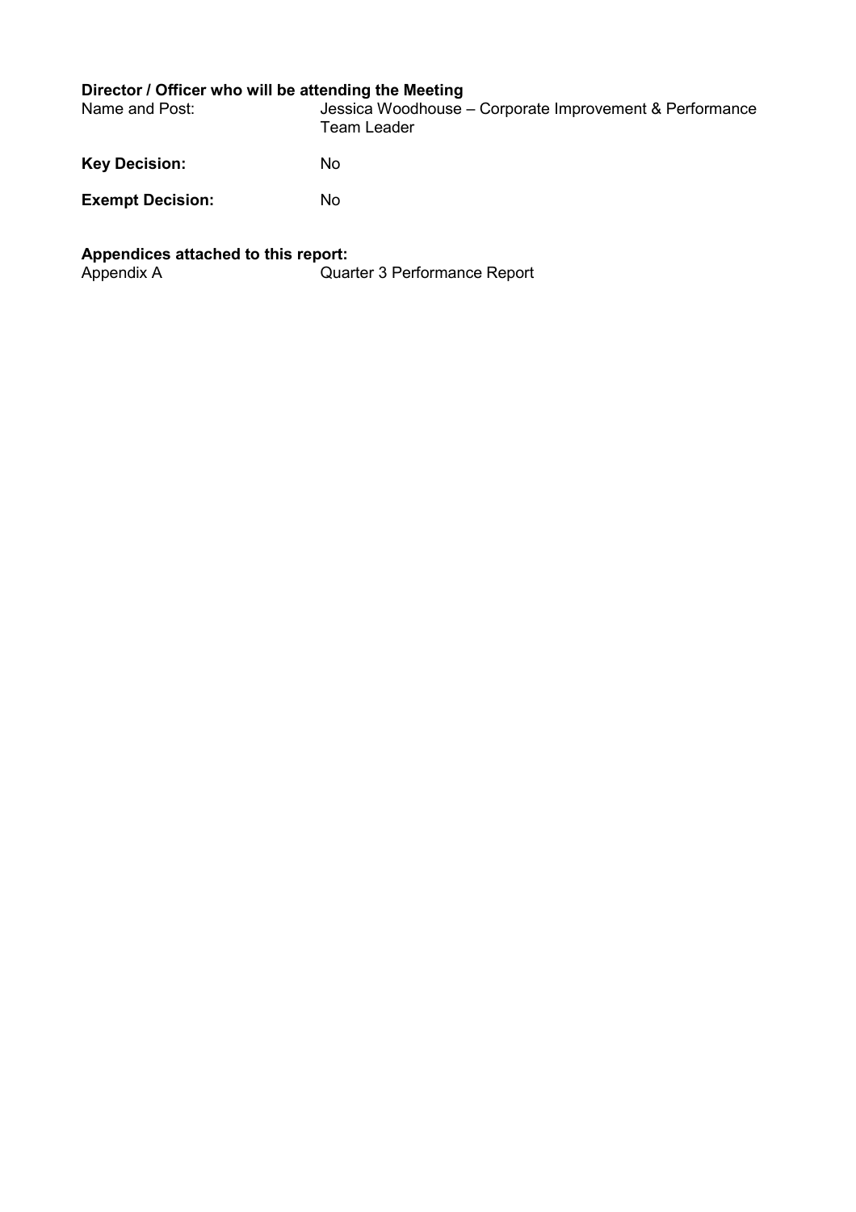**Director / Officer who will be attending the Meeting**

Name and Post: Jessica Woodhouse – Corporate Improvement & Performance Team Leader

**Key Decision:** No

**Exempt Decision:** No

**Appendices attached to this report:**

Appendix A Quarter 3 Performance Report